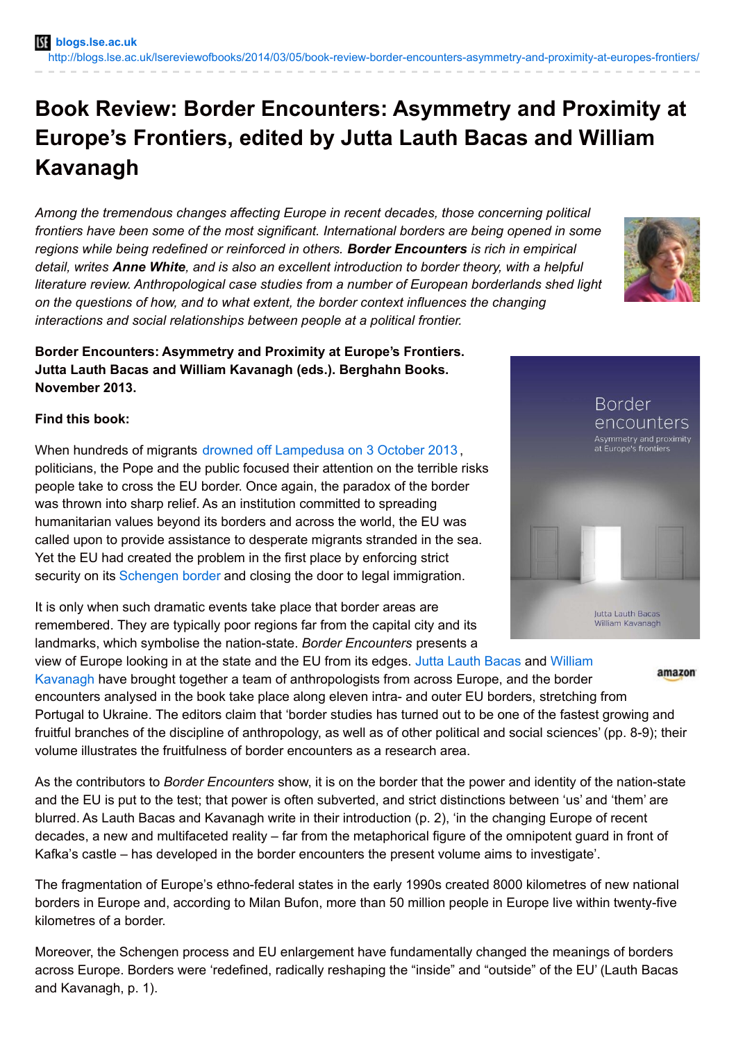blogs.lse.ac.uk
http://blogs.lse.ac.uk/lsereviewofbooks/2014/03/05/book-review-border-encounters-asymmetry-and-proximity-at-europes-frontiers/

# Book Review: Border Encounters: Asymmetry and Proximity at Europe's Frontiers, edited by Jutta Lauth Bacas and William Kavanagh

*Among the tremendous changes affecting Europe in recent decades, those concerning political frontiers have been some of the most significant. International borders are being opened in some regions while being redefined or reinforced in others.* ***Border Encounters*** *is rich in empirical detail, writes* ***Anne White****, and is also an excellent introduction to border theory, with a helpful literature review. Anthropological case studies from a number of European borderlands shed light on the questions of how, and to what extent, the border context influences the changing interactions and social relationships between people at a political frontier.*

**Border Encounters: Asymmetry and Proximity at Europe's Frontiers. Jutta Lauth Bacas and William Kavanagh (eds.). Berghahn Books. November 2013.**

**Find this book:**

When hundreds of migrants drowned off Lampedusa on 3 October 2013, politicians, the Pope and the public focused their attention on the terrible risks people take to cross the EU border. Once again, the paradox of the border was thrown into sharp relief. As an institution committed to spreading humanitarian values beyond its borders and across the world, the EU was called upon to provide assistance to desperate migrants stranded in the sea. Yet the EU had created the problem in the first place by enforcing strict security on its Schengen border and closing the door to legal immigration.

It is only when such dramatic events take place that border areas are remembered. They are typically poor regions far from the capital city and its landmarks, which symbolise the nation-state. *Border Encounters* presents a view of Europe looking in at the state and the EU from its edges. Jutta Lauth Bacas and William Kavanagh have brought together a team of anthropologists from across Europe, and the border encounters analysed in the book take place along eleven intra- and outer EU borders, stretching from Portugal to Ukraine. The editors claim that 'border studies has turned out to be one of the fastest growing and fruitful branches of the discipline of anthropology, as well as of other political and social sciences' (pp. 8-9); their volume illustrates the fruitfulness of border encounters as a research area.

As the contributors to *Border Encounters* show, it is on the border that the power and identity of the nation-state and the EU is put to the test; that power is often subverted, and strict distinctions between 'us' and 'them' are blurred. As Lauth Bacas and Kavanagh write in their introduction (p. 2), 'in the changing Europe of recent decades, a new and multifaceted reality – far from the metaphorical figure of the omnipotent guard in front of Kafka's castle – has developed in the border encounters the present volume aims to investigate'.

The fragmentation of Europe's ethno-federal states in the early 1990s created 8000 kilometres of new national borders in Europe and, according to Milan Bufon, more than 50 million people in Europe live within twenty-five kilometres of a border.

Moreover, the Schengen process and EU enlargement have fundamentally changed the meanings of borders across Europe. Borders were 'redefined, radically reshaping the "inside" and "outside" of the EU' (Lauth Bacas and Kavanagh, p. 1).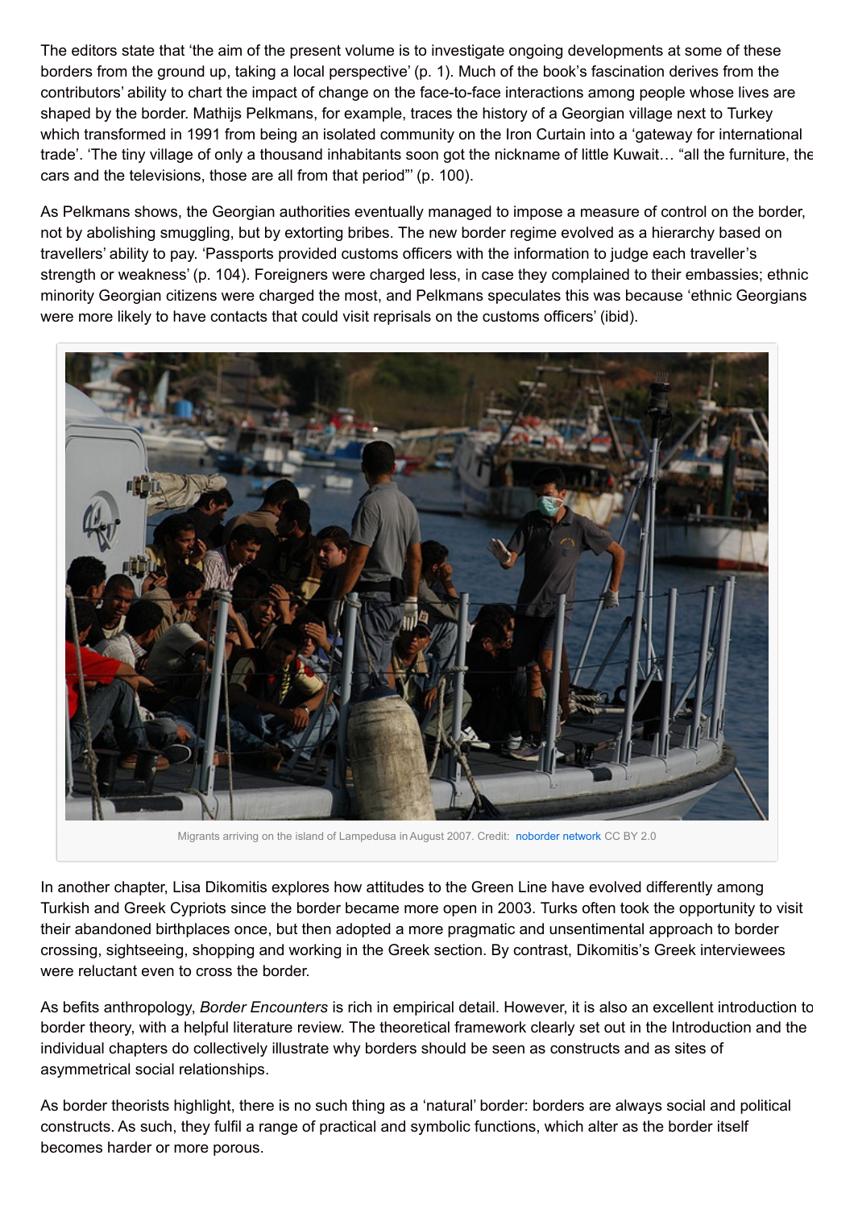The editors state that 'the aim of the present volume is to investigate ongoing developments at some of these borders from the ground up, taking a local perspective' (p. 1). Much of the book's fascination derives from the contributors' ability to chart the impact of change on the face-to-face interactions among people whose lives are shaped by the border. Mathijs Pelkmans, for example, traces the history of a Georgian village next to Turkey which transformed in 1991 from being an isolated community on the Iron Curtain into a 'gateway for international trade'. 'The tiny village of only a thousand inhabitants soon got the nickname of little Kuwait… "all the furniture, the cars and the televisions, those are all from that period"' (p. 100).

As Pelkmans shows, the Georgian authorities eventually managed to impose a measure of control on the border, not by abolishing smuggling, but by extorting bribes. The new border regime evolved as a hierarchy based on travellers' ability to pay. 'Passports provided customs officers with the information to judge each traveller's strength or weakness' (p. 104). Foreigners were charged less, in case they complained to their embassies; ethnic minority Georgian citizens were charged the most, and Pelkmans speculates this was because 'ethnic Georgians were more likely to have contacts that could visit reprisals on the customs officers' (ibid).

Migrants arriving on the island of Lampedusa in August 2007. Credit: noborder network CC BY 2.0

In another chapter, Lisa Dikomitis explores how attitudes to the Green Line have evolved differently among Turkish and Greek Cypriots since the border became more open in 2003. Turks often took the opportunity to visit their abandoned birthplaces once, but then adopted a more pragmatic and unsentimental approach to border crossing, sightseeing, shopping and working in the Greek section. By contrast, Dikomitis's Greek interviewees were reluctant even to cross the border.

As befits anthropology, *Border Encounters* is rich in empirical detail. However, it is also an excellent introduction to border theory, with a helpful literature review. The theoretical framework clearly set out in the Introduction and the individual chapters do collectively illustrate why borders should be seen as constructs and as sites of asymmetrical social relationships.

As border theorists highlight, there is no such thing as a 'natural' border: borders are always social and political constructs. As such, they fulfil a range of practical and symbolic functions, which alter as the border itself becomes harder or more porous.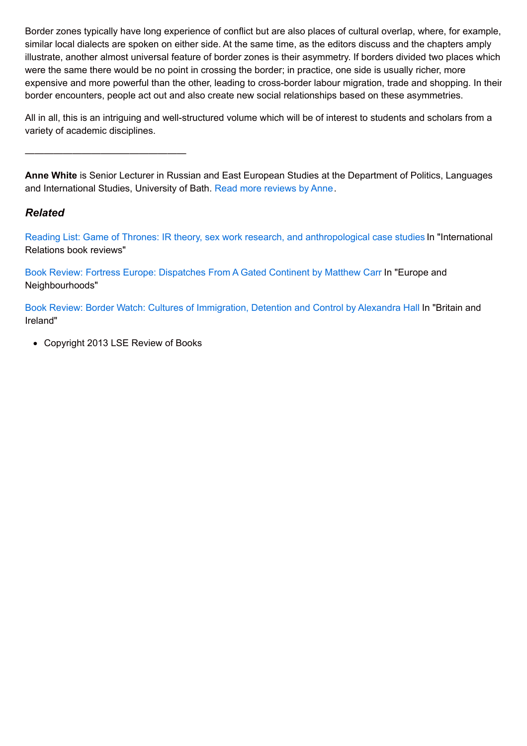Border zones typically have long experience of conflict but are also places of cultural overlap, where, for example, similar local dialects are spoken on either side. At the same time, as the editors discuss and the chapters amply illustrate, another almost universal feature of border zones is their asymmetry. If borders divided two places which were the same there would be no point in crossing the border; in practice, one side is usually richer, more expensive and more powerful than the other, leading to cross-border labour migration, trade and shopping. In their border encounters, people act out and also create new social relationships based on these asymmetries.

All in all, this is an intriguing and well-structured volume which will be of interest to students and scholars from a variety of academic disciplines.

———————————————

**Anne White** is Senior Lecturer in Russian and East European Studies at the Department of Politics, Languages and International Studies, University of Bath. Read more reviews by Anne.

### *Related*

Reading List: Game of Thrones: IR theory, sex work research, and anthropological case studies In "International Relations book reviews"

Book Review: Fortress Europe: Dispatches From A Gated Continent by Matthew Carr In "Europe and Neighbourhoods"

Book Review: Border Watch: Cultures of Immigration, Detention and Control by Alexandra Hall In "Britain and Ireland"

- Copyright 2013 LSE Review of Books